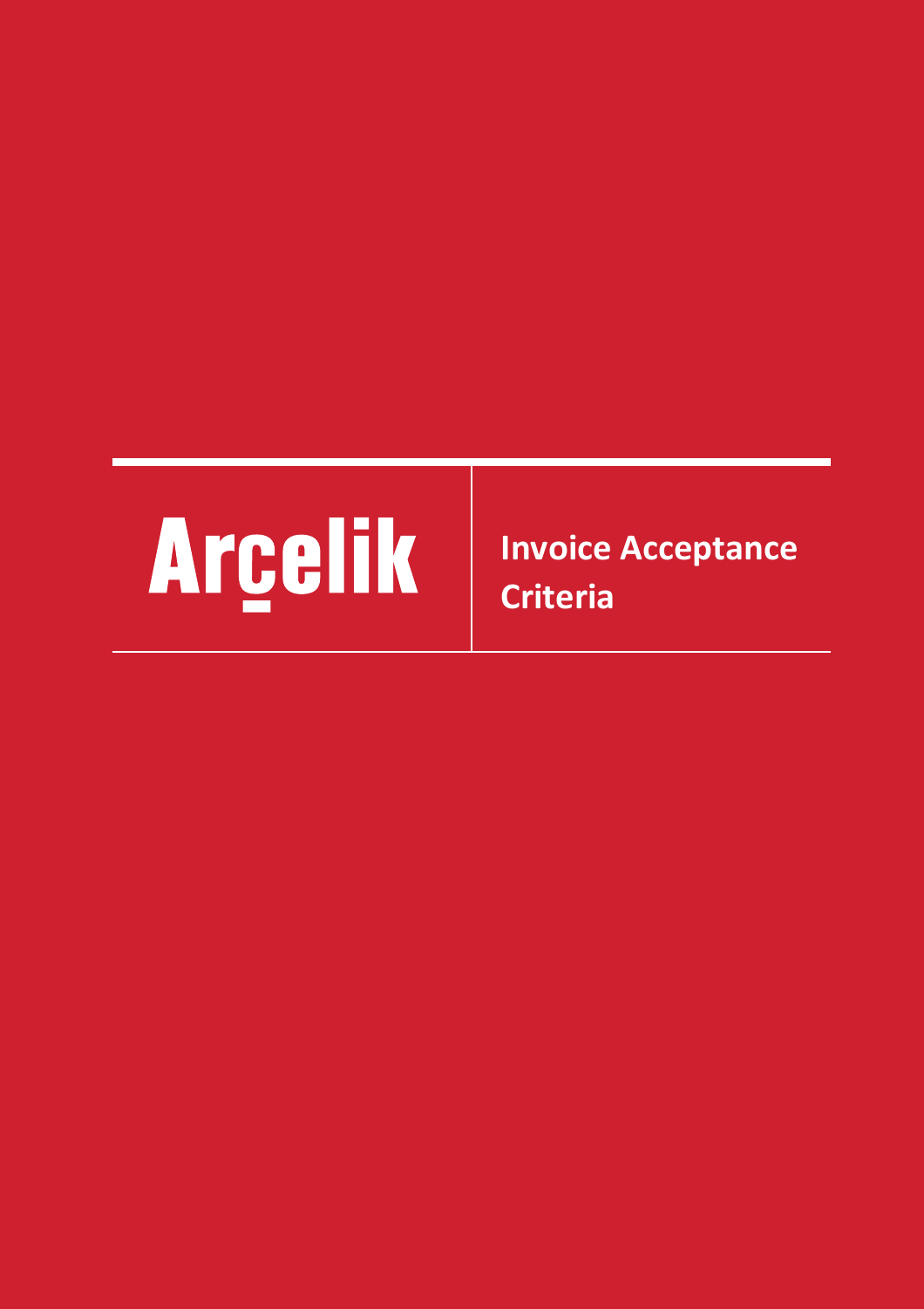# Arçelik

# Invoice Acceptance Criteria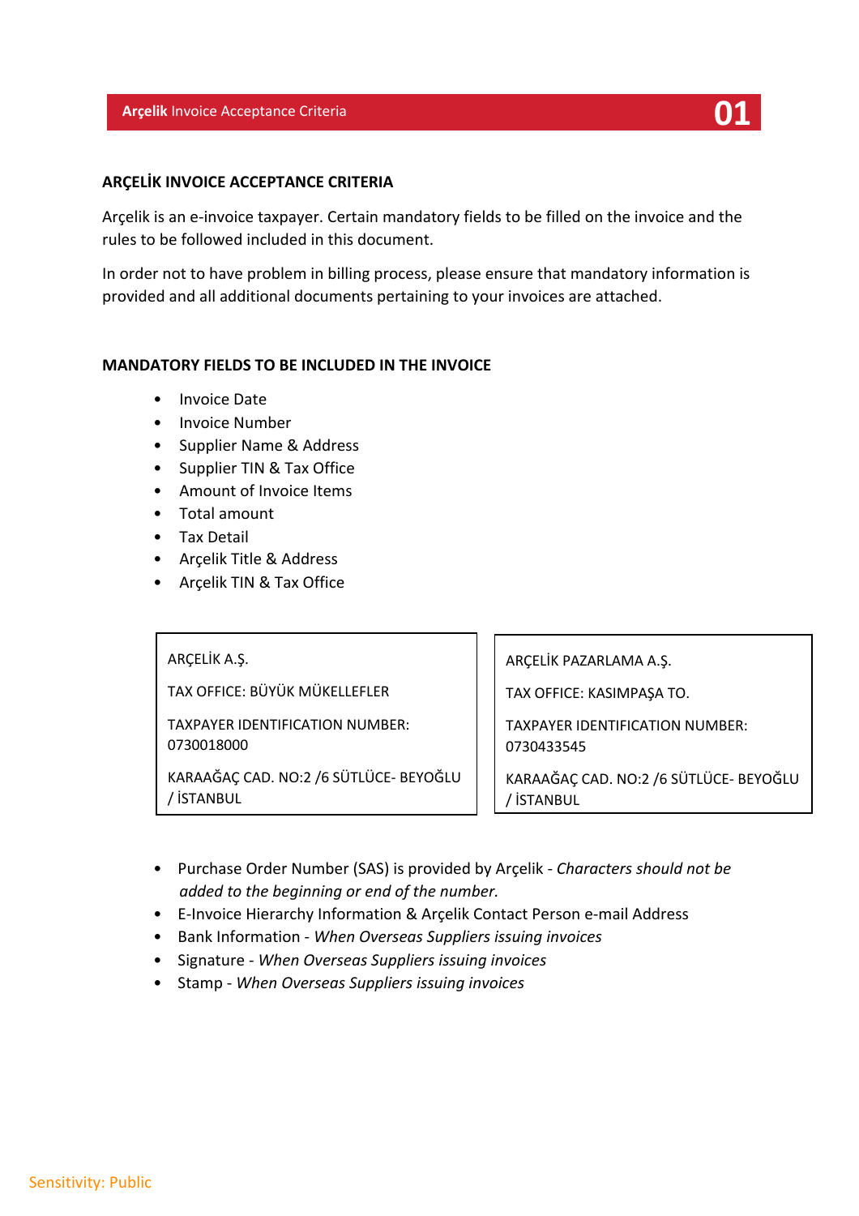## ARÇELİK INVOICE ACCEPTANCE CRITERIA

Arçelik is an e-invoice taxpayer. Certain mandatory fields to be filled on the invoice and the rules to be followed included in this document.

In order not to have problem in billing process, please ensure that mandatory information is provided and all additional documents pertaining to your invoices are attached.

### MANDATORY FIELDS TO BE INCLUDED IN THE INVOICE

- Invoice Date
- Invoice Number
- Supplier Name & Address
- Supplier TIN & Tax Office
- Amount of Invoice Items
- Total amount
- Tax Detail
- Arçelik Title & Address
- Arçelik TIN & Tax Office

| ARÇELİK A.Ş. | ARÇELİK PAZARLAMA A.Ş. |
|---|---|
| TAX OFFICE: BÜYÜK MÜKELLEFLER | TAX OFFICE: KASIMPAŞA TO. |
| TAXPAYER IDENTIFICATION NUMBER: 0730018000 | TAXPAYER IDENTIFICATION NUMBER: 0730433545 |
| KARAAĞAÇ CAD. NO:2 /6 SÜTLÜCE- BEYOĞLU / İSTANBUL | KARAAĞAÇ CAD. NO:2 /6 SÜTLÜCE- BEYOĞLU / İSTANBUL |

- Purchase Order Number (SAS) is provided by Arçelik - *Characters should not be added to the beginning or end of the number.*
- E-Invoice Hierarchy Information & Arçelik Contact Person e-mail Address
- Bank Information - *When Overseas Suppliers issuing invoices*
- Signature - *When Overseas Suppliers issuing invoices*
- Stamp - *When Overseas Suppliers issuing invoices*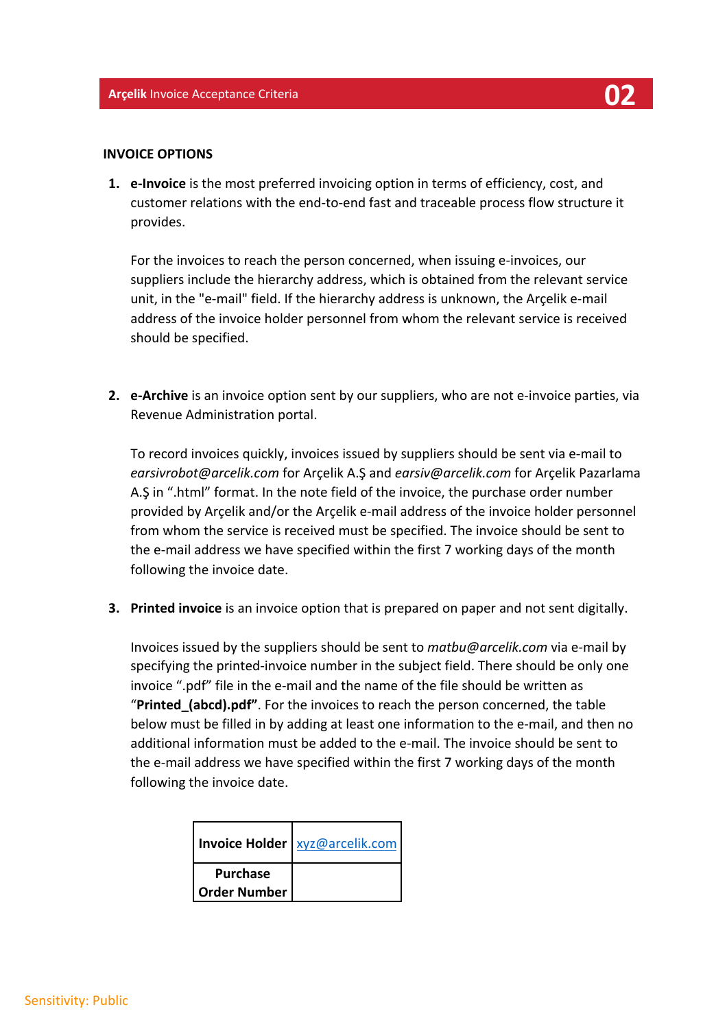## INVOICE OPTIONS

1. **e-Invoice** is the most preferred invoicing option in terms of efficiency, cost, and customer relations with the end-to-end fast and traceable process flow structure it provides.

   For the invoices to reach the person concerned, when issuing e-invoices, our suppliers include the hierarchy address, which is obtained from the relevant service unit, in the "e-mail" field. If the hierarchy address is unknown, the Arçelik e-mail address of the invoice holder personnel from whom the relevant service is received should be specified.

2. **e-Archive** is an invoice option sent by our suppliers, who are not e-invoice parties, via Revenue Administration portal.

   To record invoices quickly, invoices issued by suppliers should be sent via e-mail to *earsivrobot@arcelik.com* for Arçelik A.Ş and *earsiv@arcelik.com* for Arçelik Pazarlama A.Ş in ".html" format. In the note field of the invoice, the purchase order number provided by Arçelik and/or the Arçelik e-mail address of the invoice holder personnel from whom the service is received must be specified. The invoice should be sent to the e-mail address we have specified within the first 7 working days of the month following the invoice date.

3. **Printed invoice** is an invoice option that is prepared on paper and not sent digitally.

   Invoices issued by the suppliers should be sent to *matbu@arcelik.com* via e-mail by specifying the printed-invoice number in the subject field. There should be only one invoice ".pdf" file in the e-mail and the name of the file should be written as "**Printed_(abcd).pdf"**. For the invoices to reach the person concerned, the table below must be filled in by adding at least one information to the e-mail, and then no additional information must be added to the e-mail. The invoice should be sent to the e-mail address we have specified within the first 7 working days of the month following the invoice date.

| **Invoice Holder** | xyz@arcelik.com |
|---|---|
| **Purchase Order Number** | |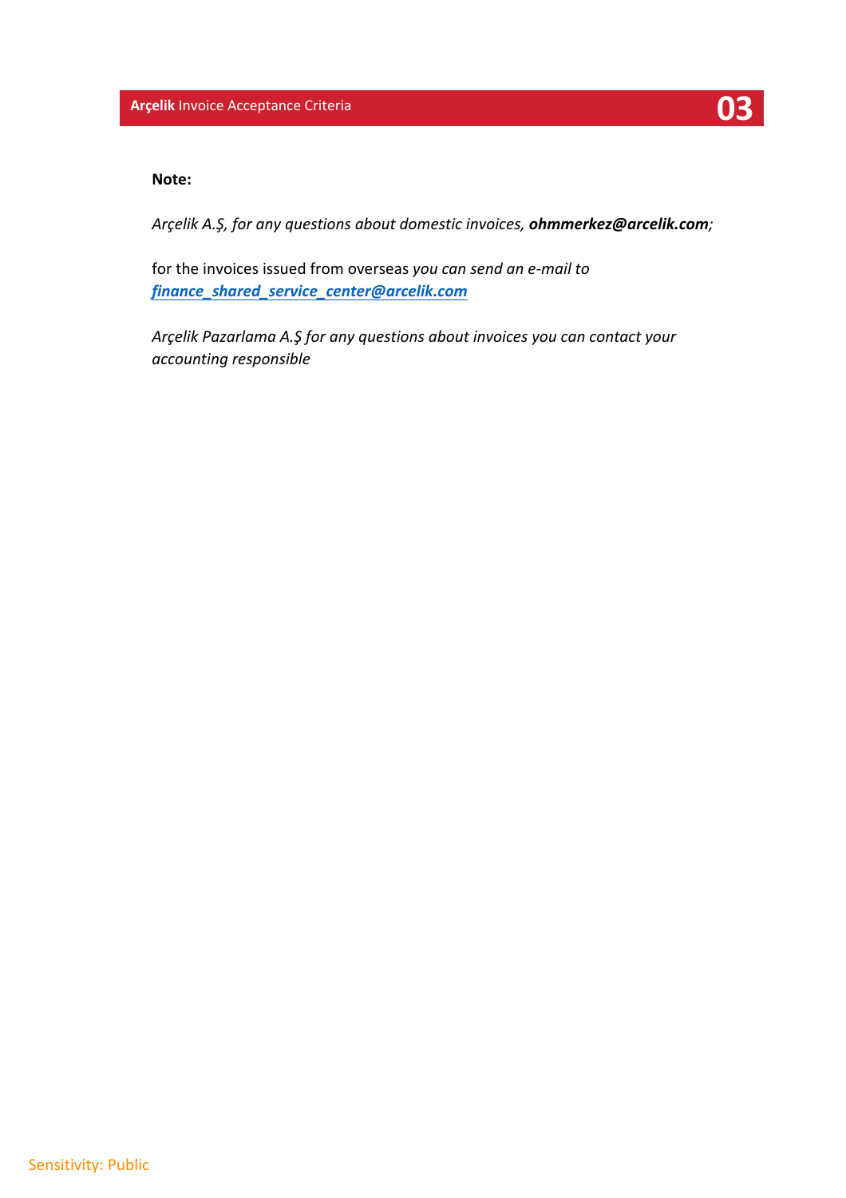**Note:**

*Arçelik A.Ş, for any questions about domestic invoices,* ***ohmmerkez@arcelik.com****;*

for the invoices issued from overseas *you can send an e-mail to* ***finance_shared_service_center@arcelik.com***

*Arçelik Pazarlama A.Ş for any questions about invoices you can contact your accounting responsible*

Sensitivity: Public